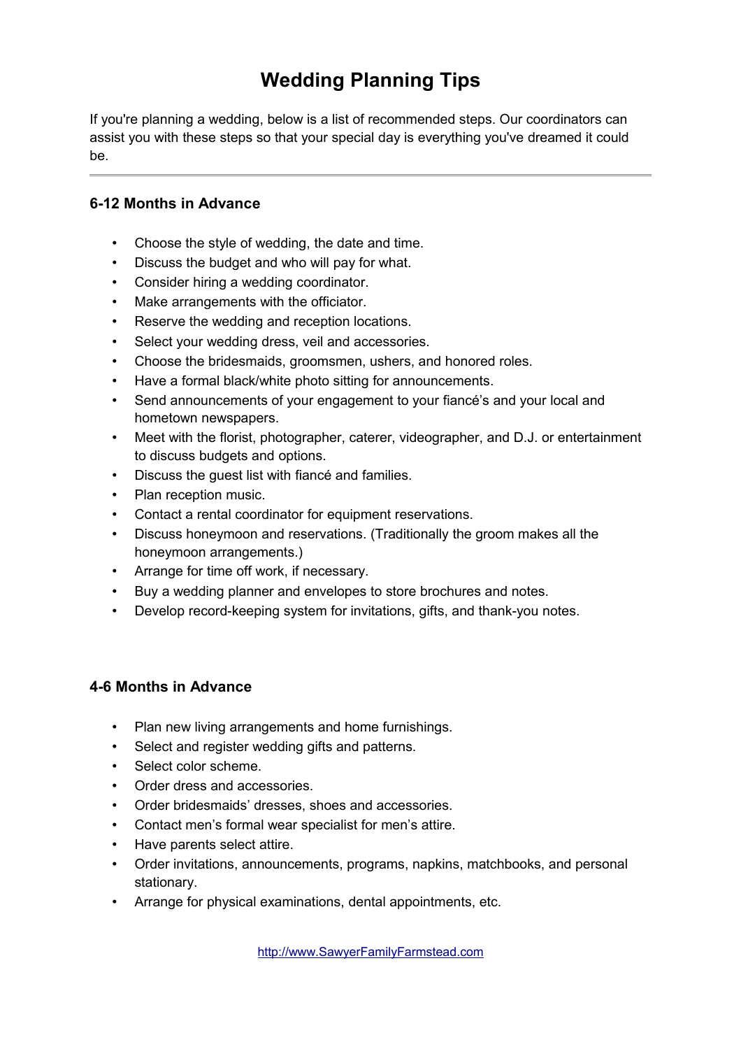# Wedding Planning Tips

If you're planning a wedding, below is a list of recommended steps. Our coordinators can assist you with these steps so that your special day is everything you've dreamed it could be.

---

### 6-12 Months in Advance

- Choose the style of wedding, the date and time.
- Discuss the budget and who will pay for what.
- Consider hiring a wedding coordinator.
- Make arrangements with the officiator.
- Reserve the wedding and reception locations.
- Select your wedding dress, veil and accessories.
- Choose the bridesmaids, groomsmen, ushers, and honored roles.
- Have a formal black/white photo sitting for announcements.
- Send announcements of your engagement to your fiancé's and your local and hometown newspapers.
- Meet with the florist, photographer, caterer, videographer, and D.J. or entertainment to discuss budgets and options.
- Discuss the guest list with fiancé and families.
- Plan reception music.
- Contact a rental coordinator for equipment reservations.
- Discuss honeymoon and reservations. (Traditionally the groom makes all the honeymoon arrangements.)
- Arrange for time off work, if necessary.
- Buy a wedding planner and envelopes to store brochures and notes.
- Develop record-keeping system for invitations, gifts, and thank-you notes.

### 4-6 Months in Advance

- Plan new living arrangements and home furnishings.
- Select and register wedding gifts and patterns.
- Select color scheme.
- Order dress and accessories.
- Order bridesmaids' dresses, shoes and accessories.
- Contact men's formal wear specialist for men's attire.
- Have parents select attire.
- Order invitations, announcements, programs, napkins, matchbooks, and personal stationary.
- Arrange for physical examinations, dental appointments, etc.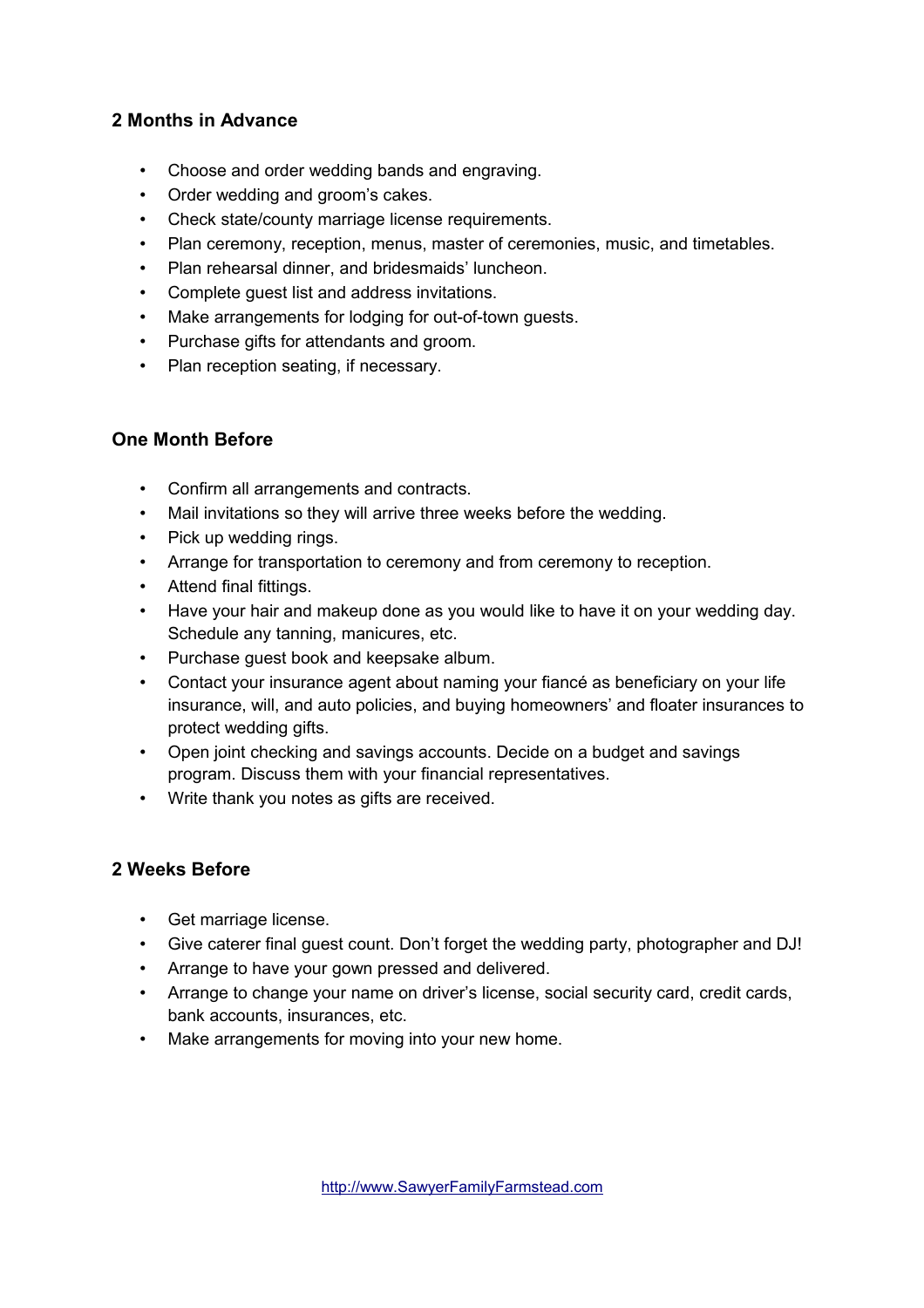## 2 Months in Advance

- Choose and order wedding bands and engraving.
- Order wedding and groom's cakes.
- Check state/county marriage license requirements.
- Plan ceremony, reception, menus, master of ceremonies, music, and timetables.
- Plan rehearsal dinner, and bridesmaids' luncheon.
- Complete guest list and address invitations.
- Make arrangements for lodging for out-of-town guests.
- Purchase gifts for attendants and groom.
- Plan reception seating, if necessary.

## One Month Before

- Confirm all arrangements and contracts.
- Mail invitations so they will arrive three weeks before the wedding.
- Pick up wedding rings.
- Arrange for transportation to ceremony and from ceremony to reception.
- Attend final fittings.
- Have your hair and makeup done as you would like to have it on your wedding day. Schedule any tanning, manicures, etc.
- Purchase guest book and keepsake album.
- Contact your insurance agent about naming your fiancé as beneficiary on your life insurance, will, and auto policies, and buying homeowners' and floater insurances to protect wedding gifts.
- Open joint checking and savings accounts. Decide on a budget and savings program. Discuss them with your financial representatives.
- Write thank you notes as gifts are received.

## 2 Weeks Before

- Get marriage license.
- Give caterer final guest count. Don't forget the wedding party, photographer and DJ!
- Arrange to have your gown pressed and delivered.
- Arrange to change your name on driver's license, social security card, credit cards, bank accounts, insurances, etc.
- Make arrangements for moving into your new home.

http://www.SawyerFamilyFarmstead.com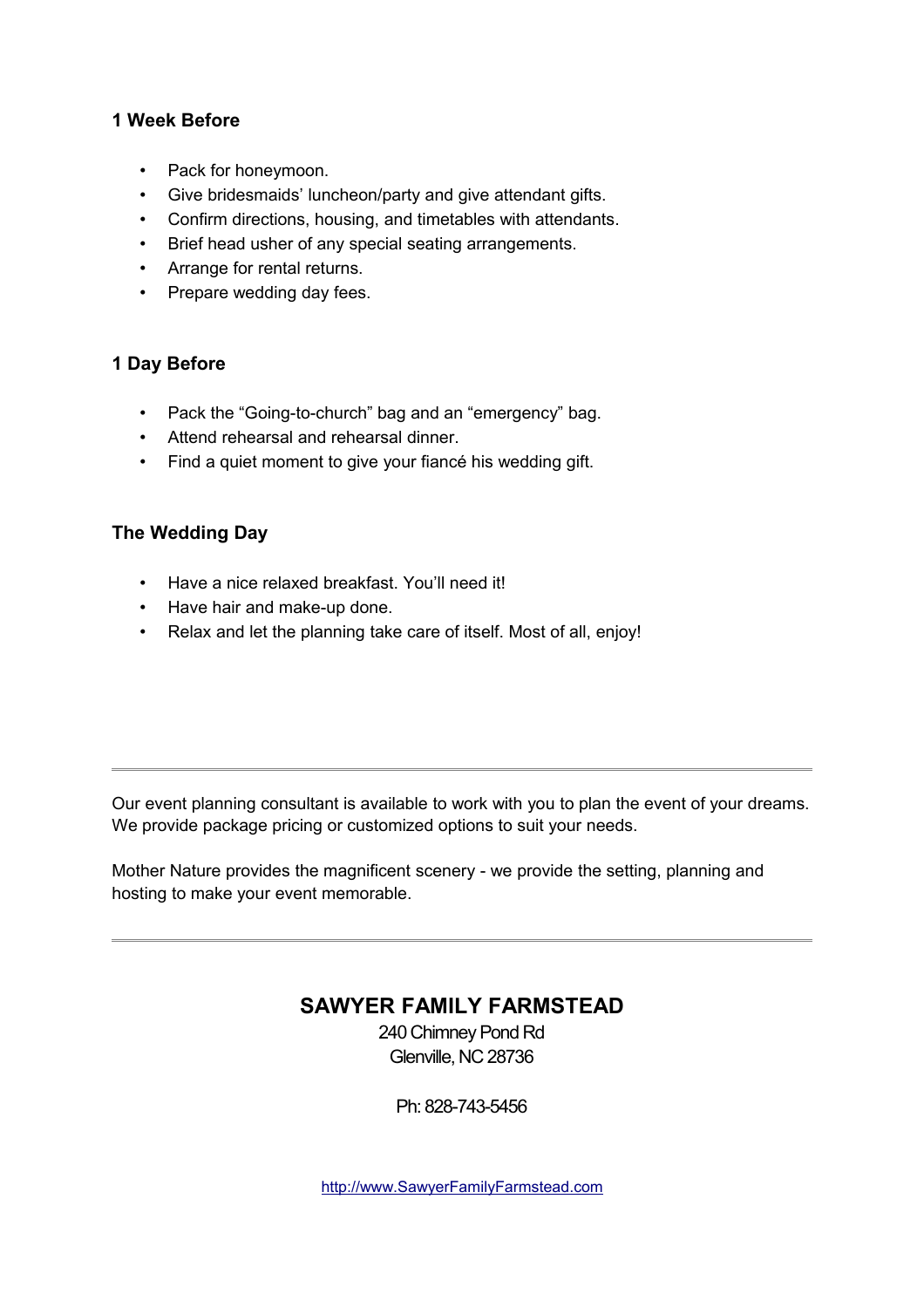### 1 Week Before

- Pack for honeymoon.
- Give bridesmaids' luncheon/party and give attendant gifts.
- Confirm directions, housing, and timetables with attendants.
- Brief head usher of any special seating arrangements.
- Arrange for rental returns.
- Prepare wedding day fees.

### 1 Day Before

- Pack the "Going-to-church" bag and an "emergency" bag.
- Attend rehearsal and rehearsal dinner.
- Find a quiet moment to give your fiancé his wedding gift.

### The Wedding Day

- Have a nice relaxed breakfast. You'll need it!
- Have hair and make-up done.
- Relax and let the planning take care of itself. Most of all, enjoy!

---

Our event planning consultant is available to work with you to plan the event of your dreams. We provide package pricing or customized options to suit your needs.

Mother Nature provides the magnificent scenery - we provide the setting, planning and hosting to make your event memorable.

---

## SAWYER FAMILY FARMSTEAD

240 Chimney Pond Rd
Glenville, NC 28736

Ph: 828-743-5456

http://www.SawyerFamilyFarmstead.com